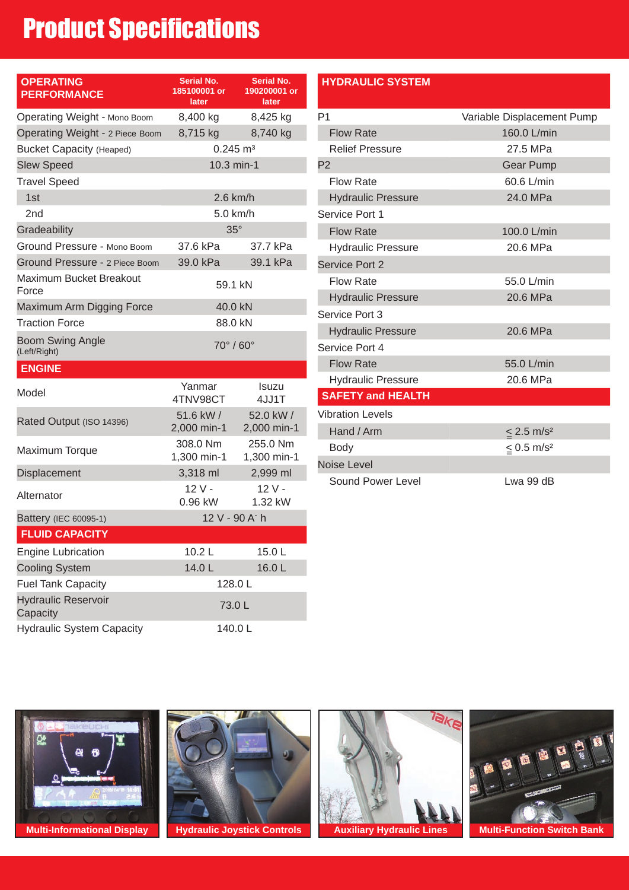# Product Specifications

| OPERATING PERFORMANCE | Serial No. 185100001 or later | Serial No. 190200001 or later |
|---|---|---|
| Operating Weight - Mono Boom | 8,400 kg | 8,425 kg |
| Operating Weight - 2 Piece Boom | 8,715 kg | 8,740 kg |
| Bucket Capacity (Heaped) | 0.245 m³ | |
| Slew Speed | 10.3 min-1 | |
| Travel Speed | | |
| 1st | 2.6 km/h | |
| 2nd | 5.0 km/h | |
| Gradeability | 35° | |
| Ground Pressure - Mono Boom | 37.6 kPa | 37.7 kPa |
| Ground Pressure - 2 Piece Boom | 39.0 kPa | 39.1 kPa |
| Maximum Bucket Breakout Force | 59.1 kN | |
| Maximum Arm Digging Force | 40.0 kN | |
| Traction Force | 88.0 kN | |
| Boom Swing Angle (Left/Right) | 70° / 60° | |
| **ENGINE** | | |
| Model | Yanmar 4TNV98CT | Isuzu 4JJ1T |
| Rated Output (ISO 14396) | 51.6 kW / 2,000 min-1 | 52.0 kW / 2,000 min-1 |
| Maximum Torque | 308.0 Nm 1,300 min-1 | 255.0 Nm 1,300 min-1 |
| Displacement | 3,318 ml | 2,999 ml |
| Alternator | 12 V - 0.96 kW | 12 V - 1.32 kW |
| Battery (IEC 60095-1) | 12 V - 90 A˙h | |
| **FLUID CAPACITY** | | |
| Engine Lubrication | 10.2 L | 15.0 L |
| Cooling System | 14.0 L | 16.0 L |
| Fuel Tank Capacity | 128.0 L | |
| Hydraulic Reservoir Capacity | 73.0 L | |
| Hydraulic System Capacity | 140.0 L | |

| HYDRAULIC SYSTEM | |
|---|---|
| P1 | Variable Displacement Pump |
| Flow Rate | 160.0 L/min |
| Relief Pressure | 27.5 MPa |
| P2 | Gear Pump |
| Flow Rate | 60.6 L/min |
| Hydraulic Pressure | 24.0 MPa |
| Service Port 1 | |
| Flow Rate | 100.0 L/min |
| Hydraulic Pressure | 20.6 MPa |
| Service Port 2 | |
| Flow Rate | 55.0 L/min |
| Hydraulic Pressure | 20.6 MPa |
| Service Port 3 | |
| Hydraulic Pressure | 20.6 MPa |
| Service Port 4 | |
| Flow Rate | 55.0 L/min |
| Hydraulic Pressure | 20.6 MPa |
| **SAFETY and HEALTH** | |
| Vibration Levels | |
| Hand / Arm | ≦ 2.5 m/s² |
| Body | ≦ 0.5 m/s² |
| Noise Level | |
| Sound Power Level | Lwa 99 dB |

Multi-Informational Display

Hydraulic Joystick Controls

Auxiliary Hydraulic Lines

Multi-Function Switch Bank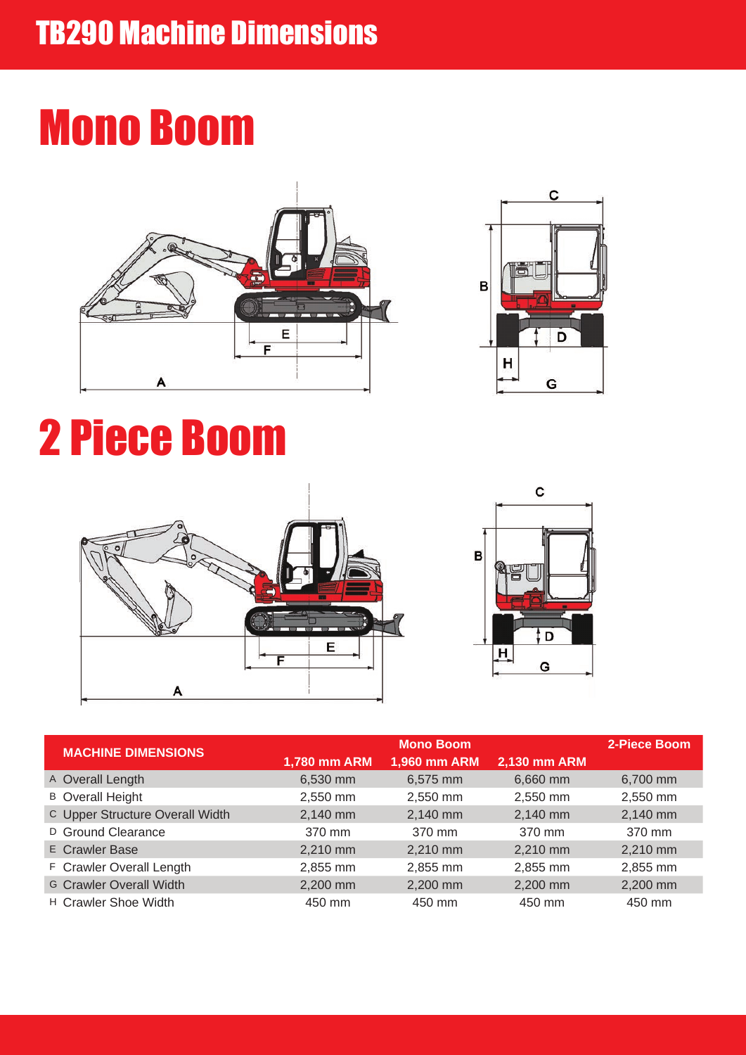# TB290 Machine Dimensions

## Mono Boom

## 2 Piece Boom

| MACHINE DIMENSIONS | Mono Boom | | | 2-Piece Boom |
|---|---|---|---|---|
| | 1,780 mm ARM | 1,960 mm ARM | 2,130 mm ARM | |
| A Overall Length | 6,530 mm | 6,575 mm | 6,660 mm | 6,700 mm |
| B Overall Height | 2,550 mm | 2,550 mm | 2,550 mm | 2,550 mm |
| C Upper Structure Overall Width | 2,140 mm | 2,140 mm | 2,140 mm | 2,140 mm |
| D Ground Clearance | 370 mm | 370 mm | 370 mm | 370 mm |
| E Crawler Base | 2,210 mm | 2,210 mm | 2,210 mm | 2,210 mm |
| F Crawler Overall Length | 2,855 mm | 2,855 mm | 2,855 mm | 2,855 mm |
| G Crawler Overall Width | 2,200 mm | 2,200 mm | 2,200 mm | 2,200 mm |
| H Crawler Shoe Width | 450 mm | 450 mm | 450 mm | 450 mm |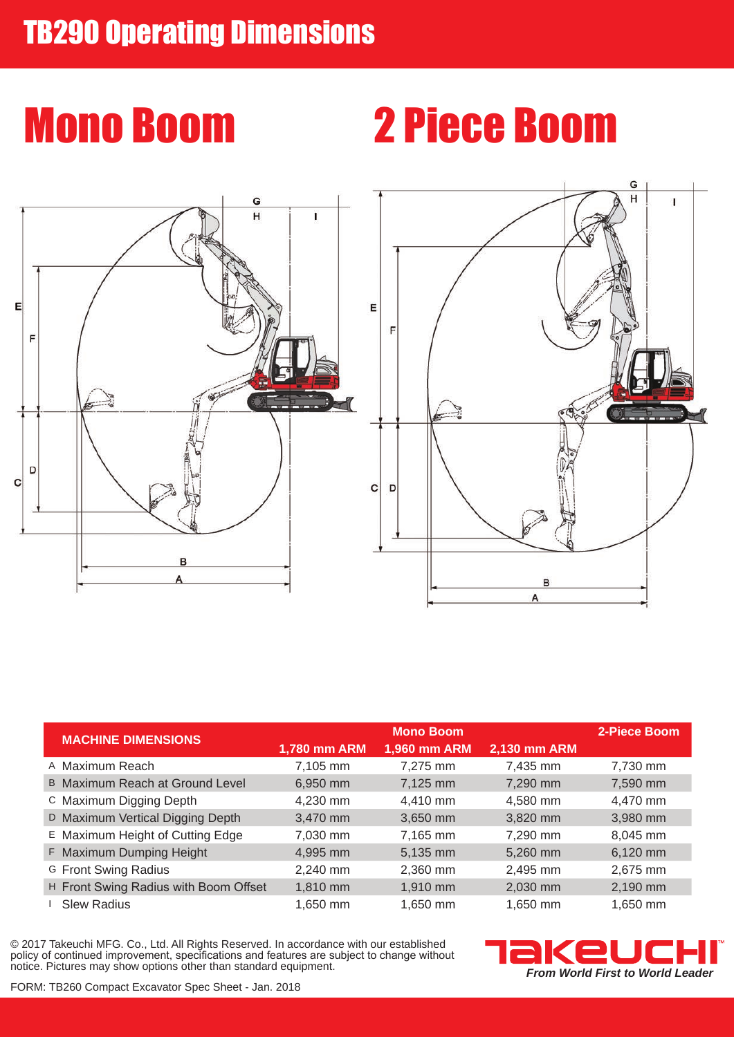# TB290 Operating Dimensions

## Mono Boom

## 2 Piece Boom

G
H
I
E
F
C
D
B
A

G
H
I
E
F
C
D
B
A

| MACHINE DIMENSIONS | Mono Boom | | | 2-Piece Boom |
|---|---|---|---|---|
| | 1,780 mm ARM | 1,960 mm ARM | 2,130 mm ARM | |
| A Maximum Reach | 7,105 mm | 7,275 mm | 7,435 mm | 7,730 mm |
| B Maximum Reach at Ground Level | 6,950 mm | 7,125 mm | 7,290 mm | 7,590 mm |
| C Maximum Digging Depth | 4,230 mm | 4,410 mm | 4,580 mm | 4,470 mm |
| D Maximum Vertical Digging Depth | 3,470 mm | 3,650 mm | 3,820 mm | 3,980 mm |
| E Maximum Height of Cutting Edge | 7,030 mm | 7,165 mm | 7,290 mm | 8,045 mm |
| F Maximum Dumping Height | 4,995 mm | 5,135 mm | 5,260 mm | 6,120 mm |
| G Front Swing Radius | 2,240 mm | 2,360 mm | 2,495 mm | 2,675 mm |
| H Front Swing Radius with Boom Offset | 1,810 mm | 1,910 mm | 2,030 mm | 2,190 mm |
| I Slew Radius | 1,650 mm | 1,650 mm | 1,650 mm | 1,650 mm |

© 2017 Takeuchi MFG. Co., Ltd. All Rights Reserved. In accordance with our established policy of continued improvement, specifications and features are subject to change without notice. Pictures may show options other than standard equipment.

TAKEUCHI™
*From World First to World Leader*

FORM: TB260 Compact Excavator Spec Sheet - Jan. 2018